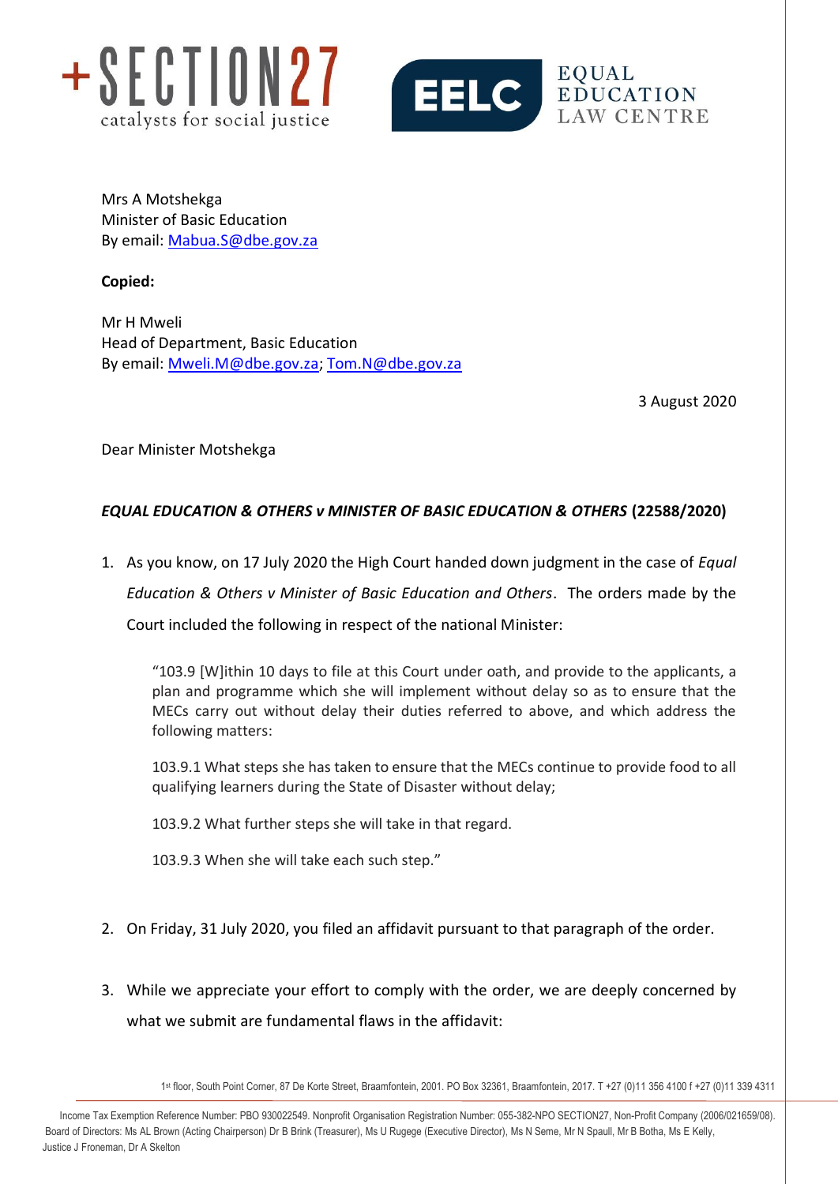+SECTION27
catalysts for social justice

EELC EQUAL EDUCATION LAW CENTRE

Mrs A Motshekga
Minister of Basic Education
By email: Mabua.S@dbe.gov.za

**Copied:**

Mr H Mweli
Head of Department, Basic Education
By email: Mweli.M@dbe.gov.za; Tom.N@dbe.gov.za

3 August 2020

Dear Minister Motshekga

***EQUAL EDUCATION & OTHERS v MINISTER OF BASIC EDUCATION & OTHERS*** **(22588/2020)**

1. As you know, on 17 July 2020 the High Court handed down judgment in the case of *Equal Education & Others v Minister of Basic Education and Others*. The orders made by the Court included the following in respect of the national Minister:

   > "103.9 [W]ithin 10 days to file at this Court under oath, and provide to the applicants, a plan and programme which she will implement without delay so as to ensure that the MECs carry out without delay their duties referred to above, and which address the following matters:
   >
   > 103.9.1 What steps she has taken to ensure that the MECs continue to provide food to all qualifying learners during the State of Disaster without delay;
   >
   > 103.9.2 What further steps she will take in that regard.
   >
   > 103.9.3 When she will take each such step."

2. On Friday, 31 July 2020, you filed an affidavit pursuant to that paragraph of the order.

3. While we appreciate your effort to comply with the order, we are deeply concerned by what we submit are fundamental flaws in the affidavit:

1st floor, South Point Corner, 87 De Korte Street, Braamfontein, 2001. PO Box 32361, Braamfontein, 2017. T +27 (0)11 356 4100 f +27 (0)11 339 4311

Income Tax Exemption Reference Number: PBO 930022549. Nonprofit Organisation Registration Number: 055-382-NPO SECTION27, Non-Profit Company (2006/021659/08). Board of Directors: Ms AL Brown (Acting Chairperson) Dr B Brink (Treasurer), Ms U Rugege (Executive Director), Ms N Seme, Mr N Spaull, Mr B Botha, Ms E Kelly, Justice J Froneman, Dr A Skelton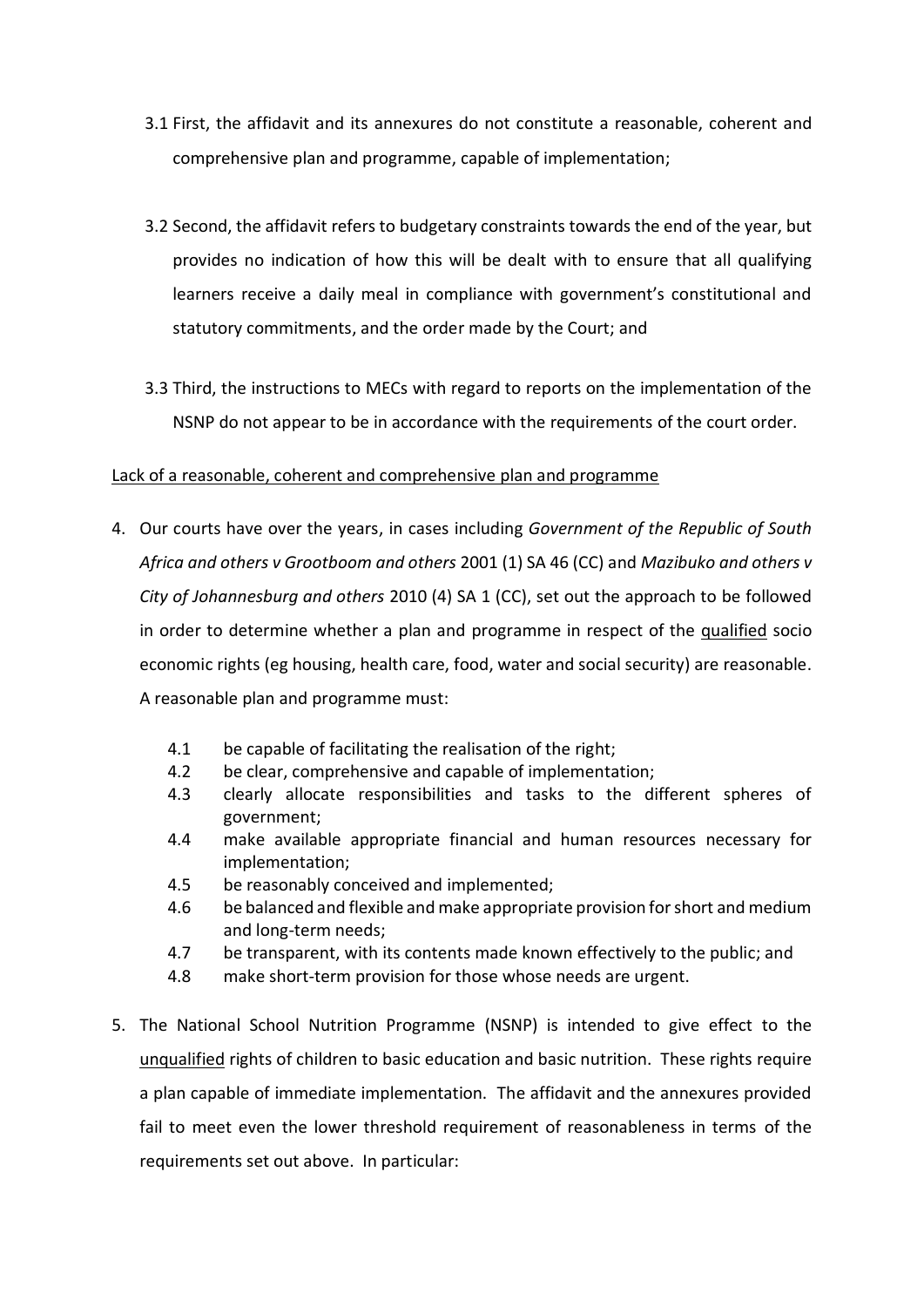3.1 First, the affidavit and its annexures do not constitute a reasonable, coherent and comprehensive plan and programme, capable of implementation;

3.2 Second, the affidavit refers to budgetary constraints towards the end of the year, but provides no indication of how this will be dealt with to ensure that all qualifying learners receive a daily meal in compliance with government's constitutional and statutory commitments, and the order made by the Court; and

3.3 Third, the instructions to MECs with regard to reports on the implementation of the NSNP do not appear to be in accordance with the requirements of the court order.

<u>Lack of a reasonable, coherent and comprehensive plan and programme</u>

4. Our courts have over the years, in cases including *Government of the Republic of South Africa and others v Grootboom and others* 2001 (1) SA 46 (CC) and *Mazibuko and others v City of Johannesburg and others* 2010 (4) SA 1 (CC), set out the approach to be followed in order to determine whether a plan and programme in respect of the <u>qualified</u> socio economic rights (eg housing, health care, food, water and social security) are reasonable. A reasonable plan and programme must:

   4.1 be capable of facilitating the realisation of the right;
   4.2 be clear, comprehensive and capable of implementation;
   4.3 clearly allocate responsibilities and tasks to the different spheres of government;
   4.4 make available appropriate financial and human resources necessary for implementation;
   4.5 be reasonably conceived and implemented;
   4.6 be balanced and flexible and make appropriate provision for short and medium and long-term needs;
   4.7 be transparent, with its contents made known effectively to the public; and
   4.8 make short-term provision for those whose needs are urgent.

5. The National School Nutrition Programme (NSNP) is intended to give effect to the <u>unqualified</u> rights of children to basic education and basic nutrition. These rights require a plan capable of immediate implementation. The affidavit and the annexures provided fail to meet even the lower threshold requirement of reasonableness in terms of the requirements set out above. In particular: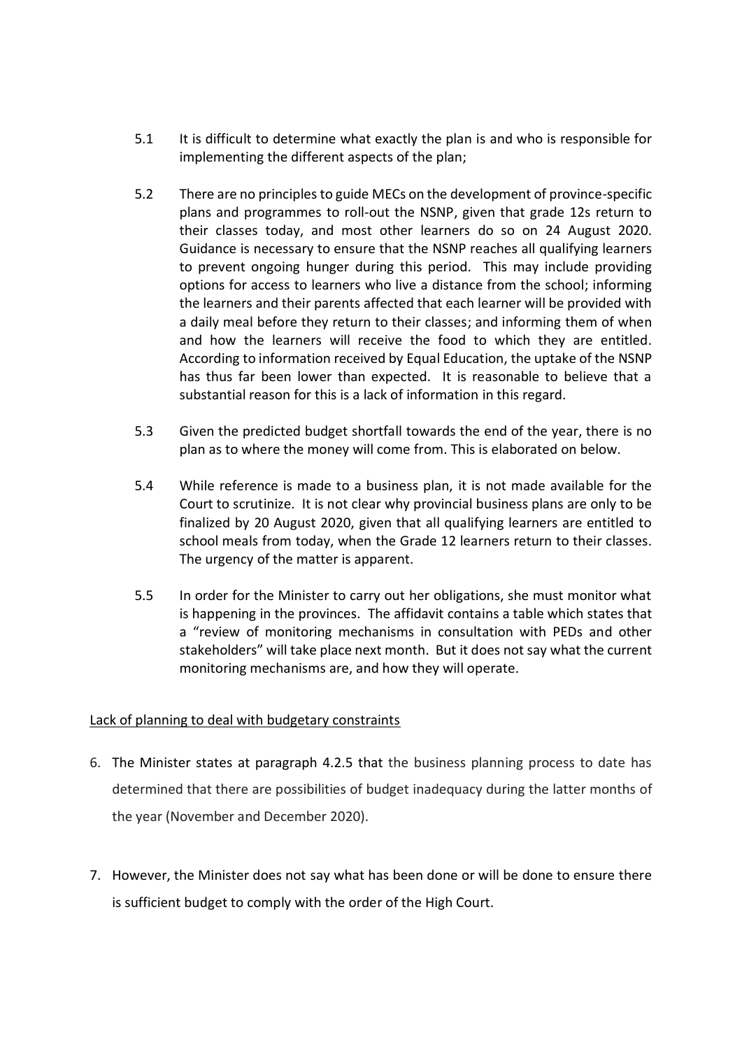5.1 It is difficult to determine what exactly the plan is and who is responsible for implementing the different aspects of the plan;

5.2 There are no principles to guide MECs on the development of province-specific plans and programmes to roll-out the NSNP, given that grade 12s return to their classes today, and most other learners do so on 24 August 2020. Guidance is necessary to ensure that the NSNP reaches all qualifying learners to prevent ongoing hunger during this period. This may include providing options for access to learners who live a distance from the school; informing the learners and their parents affected that each learner will be provided with a daily meal before they return to their classes; and informing them of when and how the learners will receive the food to which they are entitled. According to information received by Equal Education, the uptake of the NSNP has thus far been lower than expected. It is reasonable to believe that a substantial reason for this is a lack of information in this regard.

5.3 Given the predicted budget shortfall towards the end of the year, there is no plan as to where the money will come from. This is elaborated on below.

5.4 While reference is made to a business plan, it is not made available for the Court to scrutinize. It is not clear why provincial business plans are only to be finalized by 20 August 2020, given that all qualifying learners are entitled to school meals from today, when the Grade 12 learners return to their classes. The urgency of the matter is apparent.

5.5 In order for the Minister to carry out her obligations, she must monitor what is happening in the provinces. The affidavit contains a table which states that a "review of monitoring mechanisms in consultation with PEDs and other stakeholders" will take place next month. But it does not say what the current monitoring mechanisms are, and how they will operate.

Lack of planning to deal with budgetary constraints

6. The Minister states at paragraph 4.2.5 that the business planning process to date has determined that there are possibilities of budget inadequacy during the latter months of the year (November and December 2020).

7. However, the Minister does not say what has been done or will be done to ensure there is sufficient budget to comply with the order of the High Court.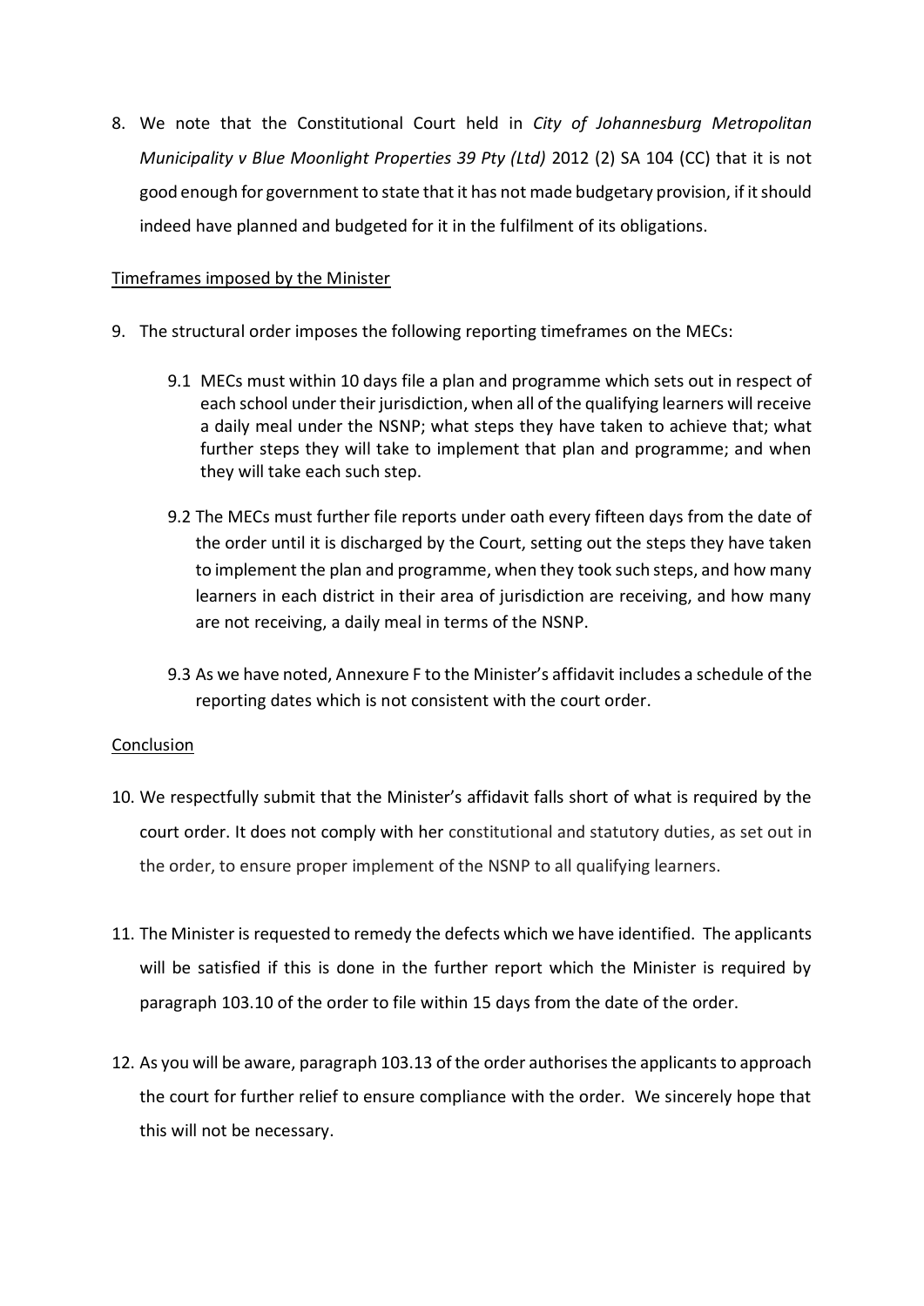8. We note that the Constitutional Court held in *City of Johannesburg Metropolitan Municipality v Blue Moonlight Properties 39 Pty (Ltd)* 2012 (2) SA 104 (CC) that it is not good enough for government to state that it has not made budgetary provision, if it should indeed have planned and budgeted for it in the fulfilment of its obligations.

<u>Timeframes imposed by the Minister</u>

9. The structural order imposes the following reporting timeframes on the MECs:

   9.1 MECs must within 10 days file a plan and programme which sets out in respect of each school under their jurisdiction, when all of the qualifying learners will receive a daily meal under the NSNP; what steps they have taken to achieve that; what further steps they will take to implement that plan and programme; and when they will take each such step.

   9.2 The MECs must further file reports under oath every fifteen days from the date of the order until it is discharged by the Court, setting out the steps they have taken to implement the plan and programme, when they took such steps, and how many learners in each district in their area of jurisdiction are receiving, and how many are not receiving, a daily meal in terms of the NSNP.

   9.3 As we have noted, Annexure F to the Minister's affidavit includes a schedule of the reporting dates which is not consistent with the court order.

<u>Conclusion</u>

10. We respectfully submit that the Minister's affidavit falls short of what is required by the court order. It does not comply with her constitutional and statutory duties, as set out in the order, to ensure proper implement of the NSNP to all qualifying learners.

11. The Minister is requested to remedy the defects which we have identified. The applicants will be satisfied if this is done in the further report which the Minister is required by paragraph 103.10 of the order to file within 15 days from the date of the order.

12. As you will be aware, paragraph 103.13 of the order authorises the applicants to approach the court for further relief to ensure compliance with the order. We sincerely hope that this will not be necessary.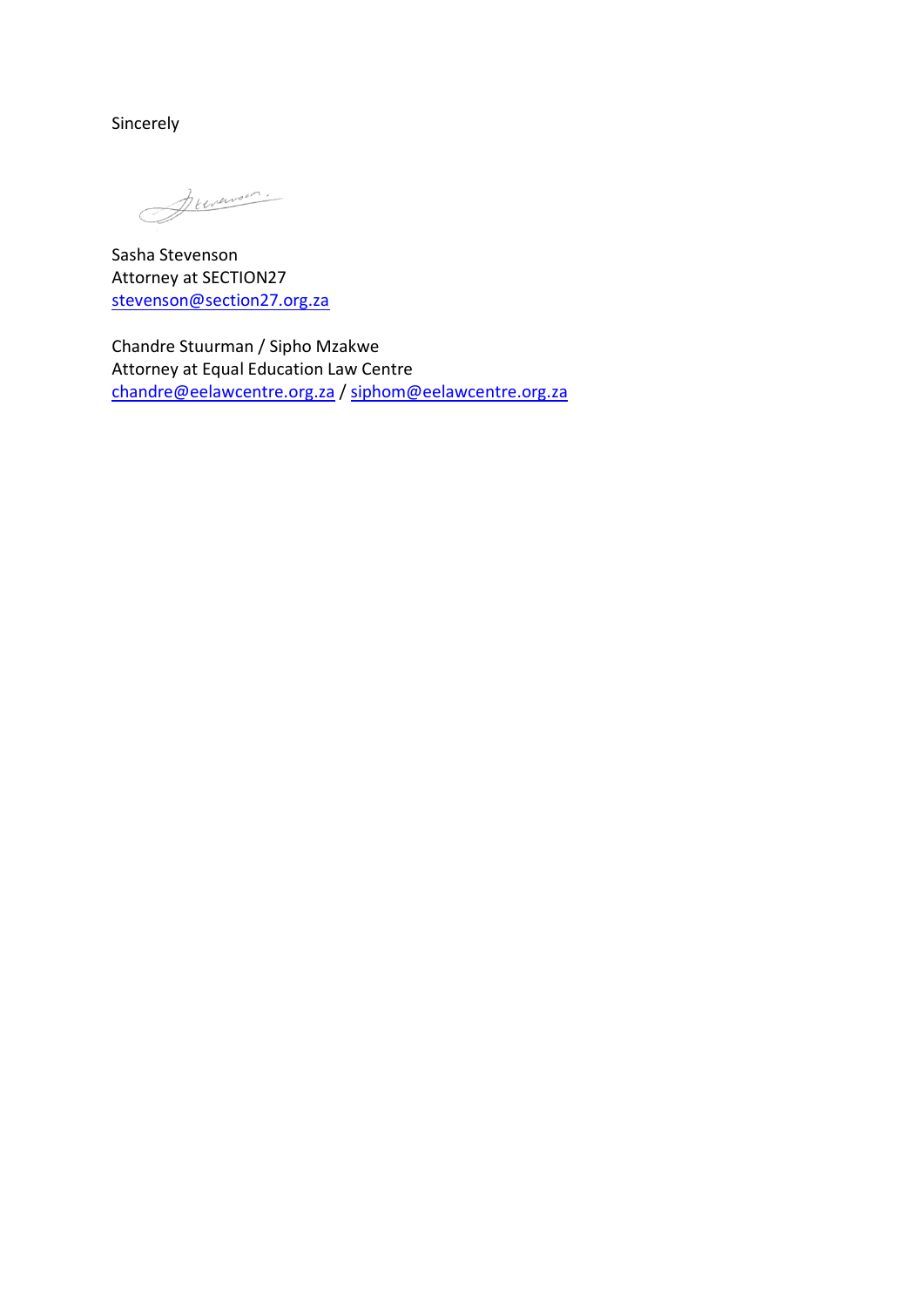Sincerely

Sasha Stevenson
Attorney at SECTION27
stevenson@section27.org.za

Chandre Stuurman / Sipho Mzakwe
Attorney at Equal Education Law Centre
chandre@eelawcentre.org.za / siphom@eelawcentre.org.za